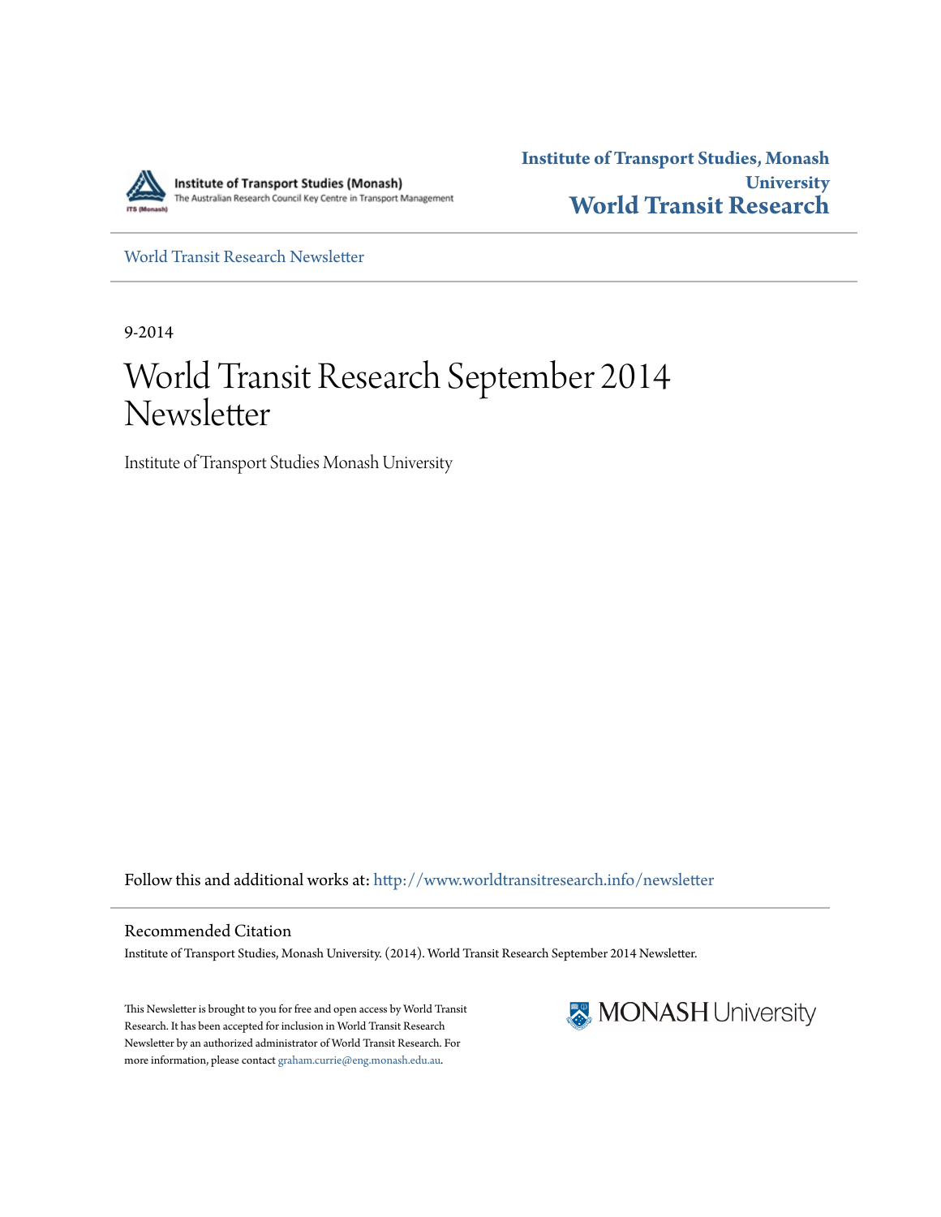Institute of Transport Studies (Monash)
The Australian Research Council Key Centre in Transport Management

**Institute of Transport Studies, Monash University**
**World Transit Research**

World Transit Research Newsletter

9-2014

# World Transit Research September 2014 Newsletter

Institute of Transport Studies Monash University

Follow this and additional works at: http://www.worldtransitresearch.info/newsletter

## Recommended Citation

Institute of Transport Studies, Monash University. (2014). World Transit Research September 2014 Newsletter.

This Newsletter is brought to you for free and open access by World Transit Research. It has been accepted for inclusion in World Transit Research Newsletter by an authorized administrator of World Transit Research. For more information, please contact graham.currie@eng.monash.edu.au.

MONASH University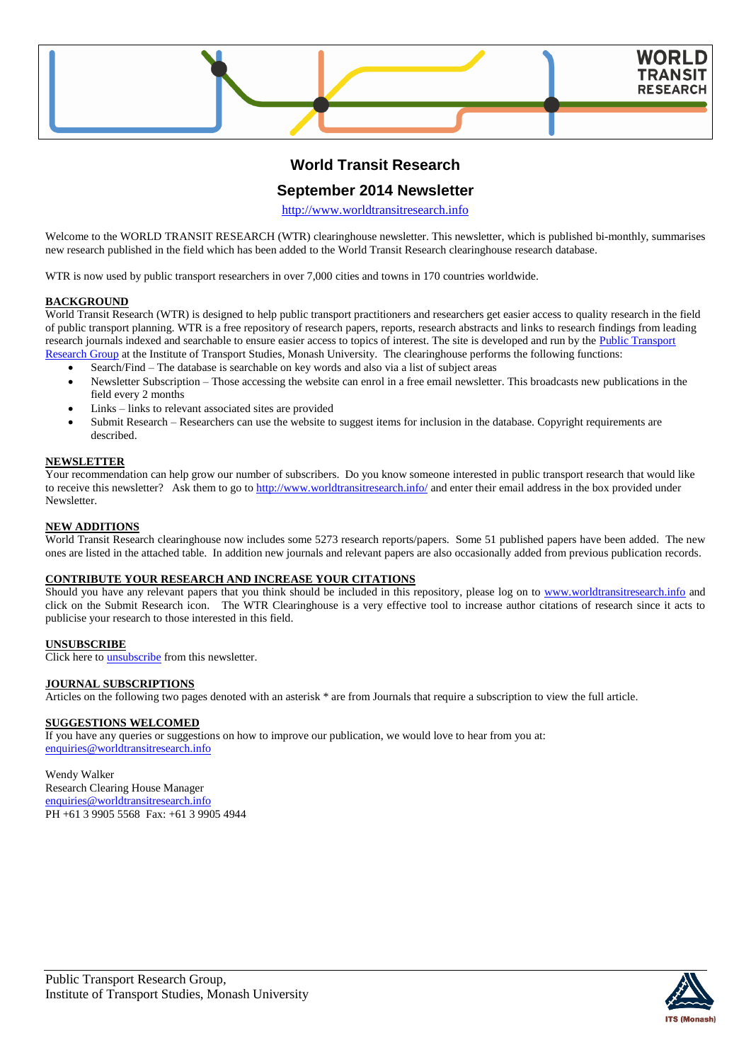# World Transit Research

## September 2014 Newsletter

http://www.worldtransitresearch.info

Welcome to the WORLD TRANSIT RESEARCH (WTR) clearinghouse newsletter. This newsletter, which is published bi-monthly, summarises new research published in the field which has been added to the World Transit Research clearinghouse research database.

WTR is now used by public transport researchers in over 7,000 cities and towns in 170 countries worldwide.

**BACKGROUND**

World Transit Research (WTR) is designed to help public transport practitioners and researchers get easier access to quality research in the field of public transport planning. WTR is a free repository of research papers, reports, research abstracts and links to research findings from leading research journals indexed and searchable to ensure easier access to topics of interest. The site is developed and run by the Public Transport Research Group at the Institute of Transport Studies, Monash University. The clearinghouse performs the following functions:

- Search/Find – The database is searchable on key words and also via a list of subject areas
- Newsletter Subscription – Those accessing the website can enrol in a free email newsletter. This broadcasts new publications in the field every 2 months
- Links – links to relevant associated sites are provided
- Submit Research – Researchers can use the website to suggest items for inclusion in the database. Copyright requirements are described.

**NEWSLETTER**

Your recommendation can help grow our number of subscribers. Do you know someone interested in public transport research that would like to receive this newsletter? Ask them to go to http://www.worldtransitresearch.info/ and enter their email address in the box provided under Newsletter.

**NEW ADDITIONS**

World Transit Research clearinghouse now includes some 5273 research reports/papers. Some 51 published papers have been added. The new ones are listed in the attached table. In addition new journals and relevant papers are also occasionally added from previous publication records.

**CONTRIBUTE YOUR RESEARCH AND INCREASE YOUR CITATIONS**

Should you have any relevant papers that you think should be included in this repository, please log on to www.worldtransitresearch.info and click on the Submit Research icon. The WTR Clearinghouse is a very effective tool to increase author citations of research since it acts to publicise your research to those interested in this field.

**UNSUBSCRIBE**

Click here to unsubscribe from this newsletter.

**JOURNAL SUBSCRIPTIONS**

Articles on the following two pages denoted with an asterisk * are from Journals that require a subscription to view the full article.

**SUGGESTIONS WELCOMED**

If you have any queries or suggestions on how to improve our publication, we would love to hear from you at:
enquiries@worldtransitresearch.info

Wendy Walker
Research Clearing House Manager
enquiries@worldtransitresearch.info
PH +61 3 9905 5568 Fax: +61 3 9905 4944

Public Transport Research Group,
Institute of Transport Studies, Monash University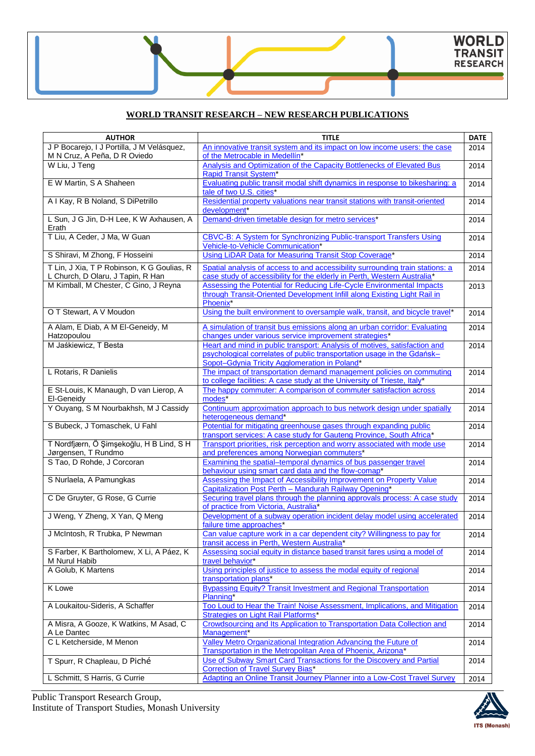## WORLD TRANSIT RESEARCH – NEW RESEARCH PUBLICATIONS

| AUTHOR | TITLE | DATE |
|---|---|---|
| J P Bocarejo, I J Portilla, J M Velásquez, M N Cruz, A Peña, D R Oviedo | An innovative transit system and its impact on low income users: the case of the Metrocable in Medellín* | 2014 |
| W Liu, J Teng | Analysis and Optimization of the Capacity Bottlenecks of Elevated Bus Rapid Transit System* | 2014 |
| E W Martin, S A Shaheen | Evaluating public transit modal shift dynamics in response to bikesharing: a tale of two U.S. cities* | 2014 |
| A I Kay, R B Noland, S DiPetrillo | Residential property valuations near transit stations with transit-oriented development* | 2014 |
| L Sun, J G Jin, D-H Lee, K W Axhausen, A Erath | Demand-driven timetable design for metro services* | 2014 |
| T Liu, A Ceder, J Ma, W Guan | CBVC-B: A System for Synchronizing Public-transport Transfers Using Vehicle-to-Vehicle Communication* | 2014 |
| S Shiravi, M Zhong, F Hosseini | Using LiDAR Data for Measuring Transit Stop Coverage* | 2014 |
| T Lin, J Xia, T P Robinson, K G Goulias, R L Church, D Olaru, J Tapin, R Han | Spatial analysis of access to and accessibility surrounding train stations: a case study of accessibility for the elderly in Perth, Western Australia* | 2014 |
| M Kimball, M Chester, C Gino, J Reyna | Assessing the Potential for Reducing Life-Cycle Environmental Impacts through Transit-Oriented Development Infill along Existing Light Rail in Phoenix* | 2013 |
| O T Stewart, A V Moudon | Using the built environment to oversample walk, transit, and bicycle travel* | 2014 |
| A Alam, E Diab, A M El-Geneidy, M Hatzopoulou | A simulation of transit bus emissions along an urban corridor: Evaluating changes under various service improvement strategies* | 2014 |
| M Jaśkiewicz, T Besta | Heart and mind in public transport: Analysis of motives, satisfaction and psychological correlates of public transportation usage in the Gdańsk–Sopot–Gdynia Tricity Agglomeration in Poland* | 2014 |
| L Rotaris, R Danielis | The impact of transportation demand management policies on commuting to college facilities: A case study at the University of Trieste, Italy* | 2014 |
| E St-Louis, K Manaugh, D van Lierop, A El-Geneidy | The happy commuter: A comparison of commuter satisfaction across modes* | 2014 |
| Y Ouyang, S M Nourbakhsh, M J Cassidy | Continuum approximation approach to bus network design under spatially heterogeneous demand* | 2014 |
| S Bubeck, J Tomaschek, U Fahl | Potential for mitigating greenhouse gases through expanding public transport services: A case study for Gauteng Province, South Africa* | 2014 |
| T Nordfjærn, Ö Şimşekoğlu, H B Lind, S H Jørgensen, T Rundmo | Transport priorities, risk perception and worry associated with mode use and preferences among Norwegian commuters* | 2014 |
| S Tao, D Rohde, J Corcoran | Examining the spatial–temporal dynamics of bus passenger travel behaviour using smart card data and the flow-comap* | 2014 |
| S Nurlaela, A Pamungkas | Assessing the Impact of Accessibility Improvement on Property Value Capitalization Post Perth – Mandurah Railway Opening* | 2014 |
| C De Gruyter, G Rose, G Currie | Securing travel plans through the planning approvals process: A case study of practice from Victoria, Australia* | 2014 |
| J Weng, Y Zheng, X Yan, Q Meng | Development of a subway operation incident delay model using accelerated failure time approaches* | 2014 |
| J McIntosh, R Trubka, P Newman | Can value capture work in a car dependent city? Willingness to pay for transit access in Perth, Western Australia* | 2014 |
| S Farber, K Bartholomew, X Li, A Páez, K M Nurul Habib | Assessing social equity in distance based transit fares using a model of travel behavior* | 2014 |
| A Golub, K Martens | Using principles of justice to assess the modal equity of regional transportation plans* | 2014 |
| K Lowe | Bypassing Equity? Transit Investment and Regional Transportation Planning* | 2014 |
| A Loukaitou-Sideris, A Schaffer | Too Loud to Hear the Train! Noise Assessment, Implications, and Mitigation Strategies on Light Rail Platforms* | 2014 |
| A Misra, A Gooze, K Watkins, M Asad, C A Le Dantec | Crowdsourcing and Its Application to Transportation Data Collection and Management* | 2014 |
| C L Ketcherside, M Menon | Valley Metro Organizational Integration Advancing the Future of Transportation in the Metropolitan Area of Phoenix, Arizona* | 2014 |
| T Spurr, R Chapleau, D Piché | Use of Subway Smart Card Transactions for the Discovery and Partial Correction of Travel Survey Bias* | 2014 |
| L Schmitt, S Harris, G Currie | Adapting an Online Transit Journey Planner into a Low-Cost Travel Survey | 2014 |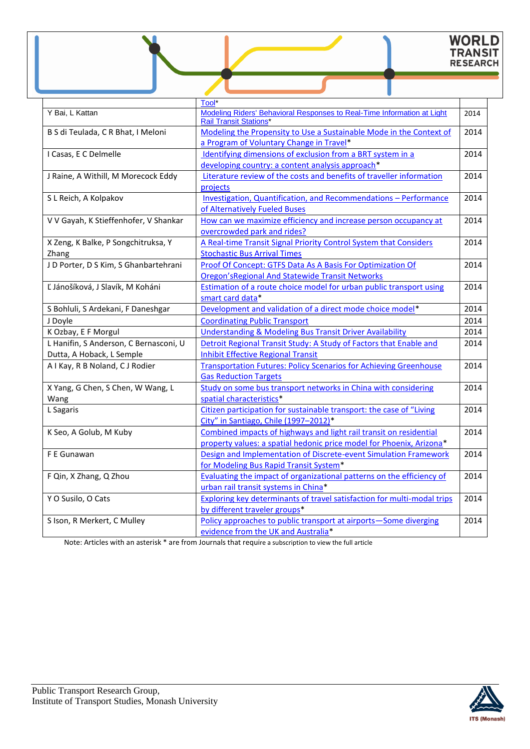| | | |
|---|---|---|
| | Tool* | |
| Y Bai, L Kattan | Modeling Riders' Behavioral Responses to Real-Time Information at Light Rail Transit Stations* | 2014 |
| B S di Teulada, C R Bhat, I Meloni | Modeling the Propensity to Use a Sustainable Mode in the Context of a Program of Voluntary Change in Travel* | 2014 |
| I Casas, E C Delmelle | Identifying dimensions of exclusion from a BRT system in a developing country: a content analysis approach* | 2014 |
| J Raine, A Withill, M Morecock Eddy | Literature review of the costs and benefits of traveller information projects | 2014 |
| S L Reich, A Kolpakov | Investigation, Quantification, and Recommendations – Performance of Alternatively Fueled Buses | 2014 |
| V V Gayah, K Stieffenhofer, V Shankar | How can we maximize efficiency and increase person occupancy at overcrowded park and rides? | 2014 |
| X Zeng, K Balke, P Songchitruksa, Y Zhang | A Real-time Transit Signal Priority Control System that Considers Stochastic Bus Arrival Times | 2014 |
| J D Porter, D S Kim, S Ghanbartehrani | Proof Of Concept: GTFS Data As A Basis For Optimization Of Oregon'sRegional And Statewide Transit Networks | 2014 |
| Ľ Jánošíková, J Slavík, M Koháni | Estimation of a route choice model for urban public transport using smart card data* | 2014 |
| S Bohluli, S Ardekani, F Daneshgar | Development and validation of a direct mode choice model* | 2014 |
| J Doyle | Coordinating Public Transport | 2014 |
| K Ozbay, E F Morgul | Understanding & Modeling Bus Transit Driver Availability | 2014 |
| L Hanifin, S Anderson, C Bernasconi, U Dutta, A Hoback, L Semple | Detroit Regional Transit Study: A Study of Factors that Enable and Inhibit Effective Regional Transit | 2014 |
| A I Kay, R B Noland, C J Rodier | Transportation Futures: Policy Scenarios for Achieving Greenhouse Gas Reduction Targets | 2014 |
| X Yang, G Chen, S Chen, W Wang, L Wang | Study on some bus transport networks in China with considering spatial characteristics* | 2014 |
| L Sagaris | Citizen participation for sustainable transport: the case of "Living City" in Santiago, Chile (1997–2012)* | 2014 |
| K Seo, A Golub, M Kuby | Combined impacts of highways and light rail transit on residential property values: a spatial hedonic price model for Phoenix, Arizona* | 2014 |
| F E Gunawan | Design and Implementation of Discrete-event Simulation Framework for Modeling Bus Rapid Transit System* | 2014 |
| F Qin, X Zhang, Q Zhou | Evaluating the impact of organizational patterns on the efficiency of urban rail transit systems in China* | 2014 |
| Y O Susilo, O Cats | Exploring key determinants of travel satisfaction for multi-modal trips by different traveler groups* | 2014 |
| S Ison, R Merkert, C Mulley | Policy approaches to public transport at airports—Some diverging evidence from the UK and Australia* | 2014 |

Note: Articles with an asterisk * are from Journals that require a subscription to view the full article